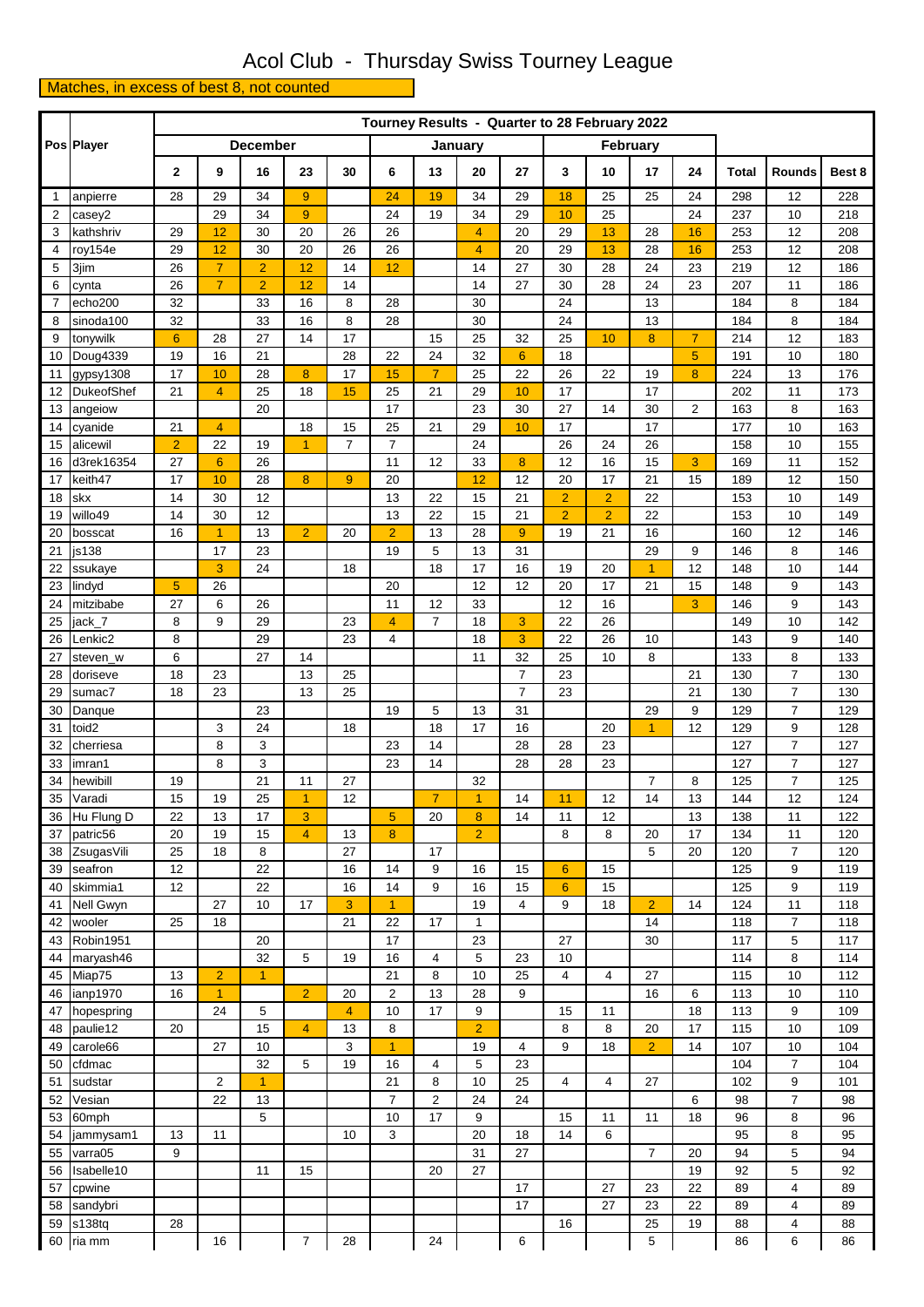# Acol Club - Thursday Swiss Tourney League

**Matches, in excess of best 8, not counted**

| Pos | Player | Tourney Results - Quarter to 28 February 2022 | | | | | | | | | | | | | | | |
|---|---|---|---|---|---|---|---|---|---|---|---|---|---|---|---|---|---|
| | | December | | | | | January | | | | February | | | | | | |
| | | 2 | 9 | 16 | 23 | 30 | 6 | 13 | 20 | 27 | 3 | 10 | 17 | 24 | Total | Rounds | Best 8 |
| 1 | anpierre | 28 | 29 | 34 | 9 | | 24 | 19 | 34 | 29 | 18 | 25 | 25 | 24 | 298 | 12 | 228 |
| 2 | casey2 | | 29 | 34 | 9 | | 24 | 19 | 34 | 29 | 10 | 25 | | 24 | 237 | 10 | 218 |
| 3 | kathshriv | 29 | 12 | 30 | 20 | 26 | 26 | | 4 | 20 | 29 | 13 | 28 | 16 | 253 | 12 | 208 |
| 4 | roy154e | 29 | 12 | 30 | 20 | 26 | 26 | | 4 | 20 | 29 | 13 | 28 | 16 | 253 | 12 | 208 |
| 5 | 3jim | 26 | 7 | 2 | 12 | 14 | 12 | | 14 | 27 | 30 | 28 | 24 | 23 | 219 | 12 | 186 |
| 6 | cynta | 26 | 7 | 2 | 12 | 14 | | | 14 | 27 | 30 | 28 | 24 | 23 | 207 | 11 | 186 |
| 7 | echo200 | 32 | | 33 | 16 | 8 | 28 | | 30 | | 24 | | 13 | | 184 | 8 | 184 |
| 8 | sinoda100 | 32 | | 33 | 16 | 8 | 28 | | 30 | | 24 | | 13 | | 184 | 8 | 184 |
| 9 | tonywilk | 6 | 28 | 27 | 14 | 17 | | 15 | 25 | 32 | 25 | 10 | 8 | 7 | 214 | 12 | 183 |
| 10 | Doug4339 | 19 | 16 | 21 | | 28 | 22 | 24 | 32 | 6 | 18 | | | 5 | 191 | 10 | 180 |
| 11 | gypsy1308 | 17 | 10 | 28 | 8 | 17 | 15 | 7 | 25 | 22 | 26 | 22 | 19 | 8 | 224 | 13 | 176 |
| 12 | DukeofShef | 21 | 4 | 25 | 18 | 15 | 25 | 21 | 29 | 10 | 17 | | 17 | | 202 | 11 | 173 |
| 13 | angeiow | | | 20 | | | 17 | | 23 | 30 | 27 | 14 | 30 | 2 | 163 | 8 | 163 |
| 14 | cyanide | 21 | 4 | | 18 | 15 | 25 | 21 | 29 | 10 | 17 | | 17 | | 177 | 10 | 163 |
| 15 | alicewil | 2 | 22 | 19 | 1 | 7 | 7 | | 24 | | 26 | 24 | 26 | | 158 | 10 | 155 |
| 16 | d3rek16354 | 27 | 6 | 26 | | | 11 | 12 | 33 | 8 | 12 | 16 | 15 | 3 | 169 | 11 | 152 |
| 17 | keith47 | 17 | 10 | 28 | 8 | 9 | 20 | | 12 | 12 | 20 | 17 | 21 | 15 | 189 | 12 | 150 |
| 18 | skx | 14 | 30 | 12 | | | 13 | 22 | 15 | 21 | 2 | 2 | 22 | | 153 | 10 | 149 |
| 19 | willo49 | 14 | 30 | 12 | | | 13 | 22 | 15 | 21 | 2 | 2 | 22 | | 153 | 10 | 149 |
| 20 | bosscat | 16 | 1 | 13 | 2 | 20 | 2 | 13 | 28 | 9 | 19 | 21 | 16 | | 160 | 12 | 146 |
| 21 | js138 | | 17 | 23 | | | 19 | 5 | 13 | 31 | | | 29 | 9 | 146 | 8 | 146 |
| 22 | ssukaye | | 3 | 24 | | 18 | | 18 | 17 | 16 | 19 | 20 | 1 | 12 | 148 | 10 | 144 |
| 23 | lindyd | 5 | 26 | | | | 20 | | 12 | 12 | 20 | 17 | 21 | 15 | 148 | 9 | 143 |
| 24 | mitzibabe | 27 | 6 | 26 | | | 11 | 12 | 33 | | 12 | 16 | | 3 | 146 | 9 | 143 |
| 25 | jack_7 | 8 | 9 | 29 | | 23 | 4 | 7 | 18 | 3 | 22 | 26 | | | 149 | 10 | 142 |
| 26 | Lenkic2 | 8 | | 29 | | 23 | 4 | | 18 | 3 | 22 | 26 | 10 | | 143 | 9 | 140 |
| 27 | steven_w | 6 | | 27 | 14 | | | | 11 | 32 | 25 | 10 | 8 | | 133 | 8 | 133 |
| 28 | doriseve | 18 | 23 | | 13 | 25 | | | | 7 | 23 | | | 21 | 130 | 7 | 130 |
| 29 | sumac7 | 18 | 23 | | 13 | 25 | | | | 7 | 23 | | | 21 | 130 | 7 | 130 |
| 30 | Danque | | | 23 | | | 19 | 5 | 13 | 31 | | | 29 | 9 | 129 | 7 | 129 |
| 31 | toid2 | | 3 | 24 | | 18 | | 18 | 17 | 16 | | 20 | 1 | 12 | 129 | 9 | 128 |
| 32 | cherriesa | | 8 | 3 | | | 23 | 14 | | 28 | 28 | 23 | | | 127 | 7 | 127 |
| 33 | imran1 | | 8 | 3 | | | 23 | 14 | | 28 | 28 | 23 | | | 127 | 7 | 127 |
| 34 | hewibill | 19 | | 21 | 11 | 27 | | | 32 | | | | 7 | 8 | 125 | 7 | 125 |
| 35 | Varadi | 15 | 19 | 25 | 1 | 12 | | 7 | 1 | 14 | 11 | 12 | 14 | 13 | 144 | 12 | 124 |
| 36 | Hu Flung D | 22 | 13 | 17 | 3 | | 5 | 20 | 8 | 14 | 11 | 12 | | 13 | 138 | 11 | 122 |
| 37 | patric56 | 20 | 19 | 15 | 4 | 13 | 8 | | 2 | | 8 | 8 | 20 | 17 | 134 | 11 | 120 |
| 38 | ZsugasVili | 25 | 18 | 8 | | 27 | | 17 | | | | | 5 | 20 | 120 | 7 | 120 |
| 39 | seafron | 12 | | 22 | | 16 | 14 | 9 | 16 | 15 | 6 | 15 | | | 125 | 9 | 119 |
| 40 | skimmia1 | 12 | | 22 | | 16 | 14 | 9 | 16 | 15 | 6 | 15 | | | 125 | 9 | 119 |
| 41 | Nell Gwyn | | 27 | 10 | 17 | 3 | 1 | | 19 | 4 | 9 | 18 | 2 | 14 | 124 | 11 | 118 |
| 42 | wooler | 25 | 18 | | | 21 | 22 | 17 | 1 | | | | 14 | | 118 | 7 | 118 |
| 43 | Robin1951 | | | 20 | | | 17 | | 23 | | 27 | | 30 | | 117 | 5 | 117 |
| 44 | maryash46 | | | 32 | 5 | 19 | 16 | 4 | 5 | 23 | 10 | | | | 114 | 8 | 114 |
| 45 | Miap75 | 13 | 2 | 1 | | | 21 | 8 | 10 | 25 | 4 | 4 | 27 | | 115 | 10 | 112 |
| 46 | ianp1970 | 16 | 1 | | 2 | 20 | 2 | 13 | 28 | 9 | | | 16 | 6 | 113 | 10 | 110 |
| 47 | hopespring | | 24 | 5 | | 4 | 10 | 17 | 9 | | 15 | 11 | | 18 | 113 | 9 | 109 |
| 48 | paulie12 | 20 | | 15 | 4 | 13 | 8 | | 2 | | 8 | 8 | 20 | 17 | 115 | 10 | 109 |
| 49 | carole66 | | 27 | 10 | | 3 | 1 | | 19 | 4 | 9 | 18 | 2 | 14 | 107 | 10 | 104 |
| 50 | cfdmac | | | 32 | 5 | 19 | 16 | 4 | 5 | 23 | | | | | 104 | 7 | 104 |
| 51 | sudstar | | 2 | 1 | | | 21 | 8 | 10 | 25 | 4 | 4 | 27 | | 102 | 9 | 101 |
| 52 | Vesian | | 22 | 13 | | | 7 | 2 | 24 | 24 | | | | 6 | 98 | 7 | 98 |
| 53 | 60mph | | | 5 | | | 10 | 17 | 9 | | 15 | 11 | 11 | 18 | 96 | 8 | 96 |
| 54 | jammysam1 | 13 | 11 | | | 10 | 3 | | 20 | 18 | 14 | 6 | | | 95 | 8 | 95 |
| 55 | varra05 | 9 | | | | | | | 31 | 27 | | | 7 | 20 | 94 | 5 | 94 |
| 56 | Isabelle10 | | | 11 | 15 | | | 20 | 27 | | | | | 19 | 92 | 5 | 92 |
| 57 | cpwine | | | | | | | | | 17 | | 27 | 23 | 22 | 89 | 4 | 89 |
| 58 | sandybri | | | | | | | | | 17 | | 27 | 23 | 22 | 89 | 4 | 89 |
| 59 | s138tq | 28 | | | | | | | | | 16 | | 25 | 19 | 88 | 4 | 88 |
| 60 | ria mm | | 16 | | 7 | 28 | | 24 | | 6 | | | 5 | | 86 | 6 | 86 |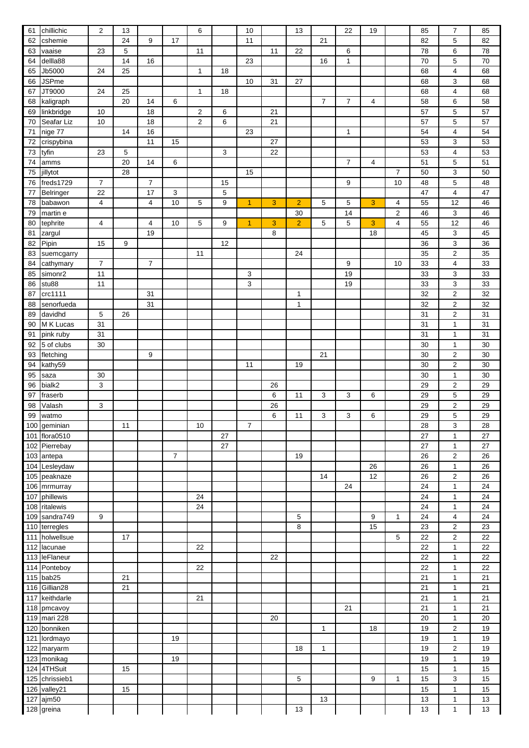| | | | | | | | | | | | | | | | | | |
|---|---|---|---|---|---|---|---|---|---|---|---|---|---|---|---|---|---|
| 61 | chillichic | 2 | 13 | | | 6 | | 10 | | 13 | | 22 | 19 | | 85 | 7 | 85 |
| 62 | cshemie | | 24 | 9 | 17 | | | 11 | | | 21 | | | | 82 | 5 | 82 |
| 63 | vaaise | 23 | 5 | | | 11 | | | 11 | 22 | | 6 | | | 78 | 6 | 78 |
| 64 | dellla88 | | 14 | 16 | | | | 23 | | | 16 | 1 | | | 70 | 5 | 70 |
| 65 | Jb5000 | 24 | 25 | | | 1 | 18 | | | | | | | | 68 | 4 | 68 |
| 66 | JSPme | | | | | | | 10 | 31 | 27 | | | | | 68 | 3 | 68 |
| 67 | JT9000 | 24 | 25 | | | 1 | 18 | | | | | | | | 68 | 4 | 68 |
| 68 | kaligraph | | 20 | 14 | 6 | | | | | | 7 | 7 | 4 | | 58 | 6 | 58 |
| 69 | linkbridge | 10 | | 18 | | 2 | 6 | | 21 | | | | | | 57 | 5 | 57 |
| 70 | Seafar Liz | 10 | | 18 | | 2 | 6 | | 21 | | | | | | 57 | 5 | 57 |
| 71 | nige 77 | | 14 | 16 | | | | 23 | | | | 1 | | | 54 | 4 | 54 |
| 72 | crispybina | | | 11 | 15 | | | | 27 | | | | | | 53 | 3 | 53 |
| 73 | tyfin | 23 | 5 | | | | 3 | | 22 | | | | | | 53 | 4 | 53 |
| 74 | amms | | 20 | 14 | 6 | | | | | | | 7 | 4 | | 51 | 5 | 51 |
| 75 | jillytot | | 28 | | | | | 15 | | | | | | 7 | 50 | 3 | 50 |
| 76 | freds1729 | 7 | | 7 | | | 15 | | | | | 9 | | 10 | 48 | 5 | 48 |
| 77 | Belringer | 22 | | 17 | 3 | | 5 | | | | | | | | 47 | 4 | 47 |
| 78 | babawon | 4 | | 4 | 10 | 5 | 9 | 1 | 3 | 2 | 5 | 5 | 3 | 4 | 55 | 12 | 46 |
| 79 | martin e | | | | | | | | | 30 | | 14 | | 2 | 46 | 3 | 46 |
| 80 | tephrite | 4 | | 4 | 10 | 5 | 9 | 1 | 3 | 2 | 5 | 5 | 3 | 4 | 55 | 12 | 46 |
| 81 | zargul | | | 19 | | | | | 8 | | | | 18 | | 45 | 3 | 45 |
| 82 | Pipin | 15 | 9 | | | | 12 | | | | | | | | 36 | 3 | 36 |
| 83 | suemcgarry | | | | | 11 | | | | 24 | | | | | 35 | 2 | 35 |
| 84 | cathymary | 7 | | 7 | | | | | | | | 9 | | 10 | 33 | 4 | 33 |
| 85 | simonr2 | 11 | | | | | | 3 | | | | 19 | | | 33 | 3 | 33 |
| 86 | stu88 | 11 | | | | | | 3 | | | | 19 | | | 33 | 3 | 33 |
| 87 | crc1111 | | | 31 | | | | | | 1 | | | | | 32 | 2 | 32 |
| 88 | senorfueda | | | 31 | | | | | | 1 | | | | | 32 | 2 | 32 |
| 89 | davidhd | 5 | 26 | | | | | | | | | | | | 31 | 2 | 31 |
| 90 | M K Lucas | 31 | | | | | | | | | | | | | 31 | 1 | 31 |
| 91 | pink ruby | 31 | | | | | | | | | | | | | 31 | 1 | 31 |
| 92 | 5 of clubs | 30 | | | | | | | | | | | | | 30 | 1 | 30 |
| 93 | fletching | | | 9 | | | | | | | 21 | | | | 30 | 2 | 30 |
| 94 | kathy59 | | | | | | | 11 | | 19 | | | | | 30 | 2 | 30 |
| 95 | saza | 30 | | | | | | | | | | | | | 30 | 1 | 30 |
| 96 | bialk2 | 3 | | | | | | | 26 | | | | | | 29 | 2 | 29 |
| 97 | fraserb | | | | | | | | 6 | 11 | 3 | 3 | 6 | | 29 | 5 | 29 |
| 98 | Valash | 3 | | | | | | | 26 | | | | | | 29 | 2 | 29 |
| 99 | watmo | | | | | | | | 6 | 11 | 3 | 3 | 6 | | 29 | 5 | 29 |
| 100 | geminian | | 11 | | | 10 | | 7 | | | | | | | 28 | 3 | 28 |
| 101 | flora0510 | | | | | | 27 | | | | | | | | 27 | 1 | 27 |
| 102 | Pierrebay | | | | | | 27 | | | | | | | | 27 | 1 | 27 |
| 103 | antepa | | | | 7 | | | | | 19 | | | | | 26 | 2 | 26 |
| 104 | Lesleydaw | | | | | | | | | | | | 26 | | 26 | 1 | 26 |
| 105 | peaknaze | | | | | | | | | | 14 | | 12 | | 26 | 2 | 26 |
| 106 | mrmurray | | | | | | | | | | | 24 | | | 24 | 1 | 24 |
| 107 | phillewis | | | | | 24 | | | | | | | | | 24 | 1 | 24 |
| 108 | ritalewis | | | | | 24 | | | | | | | | | 24 | 1 | 24 |
| 109 | sandra749 | 9 | | | | | | | | 5 | | | 9 | 1 | 24 | 4 | 24 |
| 110 | terregles | | | | | | | | | 8 | | | 15 | | 23 | 2 | 23 |
| 111 | holwellsue | | 17 | | | | | | | | | | | 5 | 22 | 2 | 22 |
| 112 | lacunae | | | | | 22 | | | | | | | | | 22 | 1 | 22 |
| 113 | leFlaneur | | | | | | | | 22 | | | | | | 22 | 1 | 22 |
| 114 | Ponteboy | | | | | 22 | | | | | | | | | 22 | 1 | 22 |
| 115 | bab25 | | 21 | | | | | | | | | | | | 21 | 1 | 21 |
| 116 | Gillian28 | | 21 | | | | | | | | | | | | 21 | 1 | 21 |
| 117 | keithdarle | | | | | 21 | | | | | | | | | 21 | 1 | 21 |
| 118 | pmcavoy | | | | | | | | | | | 21 | | | 21 | 1 | 21 |
| 119 | mari 228 | | | | | | | | 20 | | | | | | 20 | 1 | 20 |
| 120 | bonniken | | | | | | | | | | 1 | | 18 | | 19 | 2 | 19 |
| 121 | lordmayo | | | | 19 | | | | | | | | | | 19 | 1 | 19 |
| 122 | maryarm | | | | | | | | | 18 | 1 | | | | 19 | 2 | 19 |
| 123 | monikag | | | | 19 | | | | | | | | | | 19 | 1 | 19 |
| 124 | 4THSuit | | 15 | | | | | | | | | | | | 15 | 1 | 15 |
| 125 | chrissieb1 | | | | | | | | | 5 | | | 9 | 1 | 15 | 3 | 15 |
| 126 | valley21 | | 15 | | | | | | | | | | | | 15 | 1 | 15 |
| 127 | ajm50 | | | | | | | | | | 13 | | | | 13 | 1 | 13 |
| 128 | greina | | | | | | | | | 13 | | | | | 13 | 1 | 13 |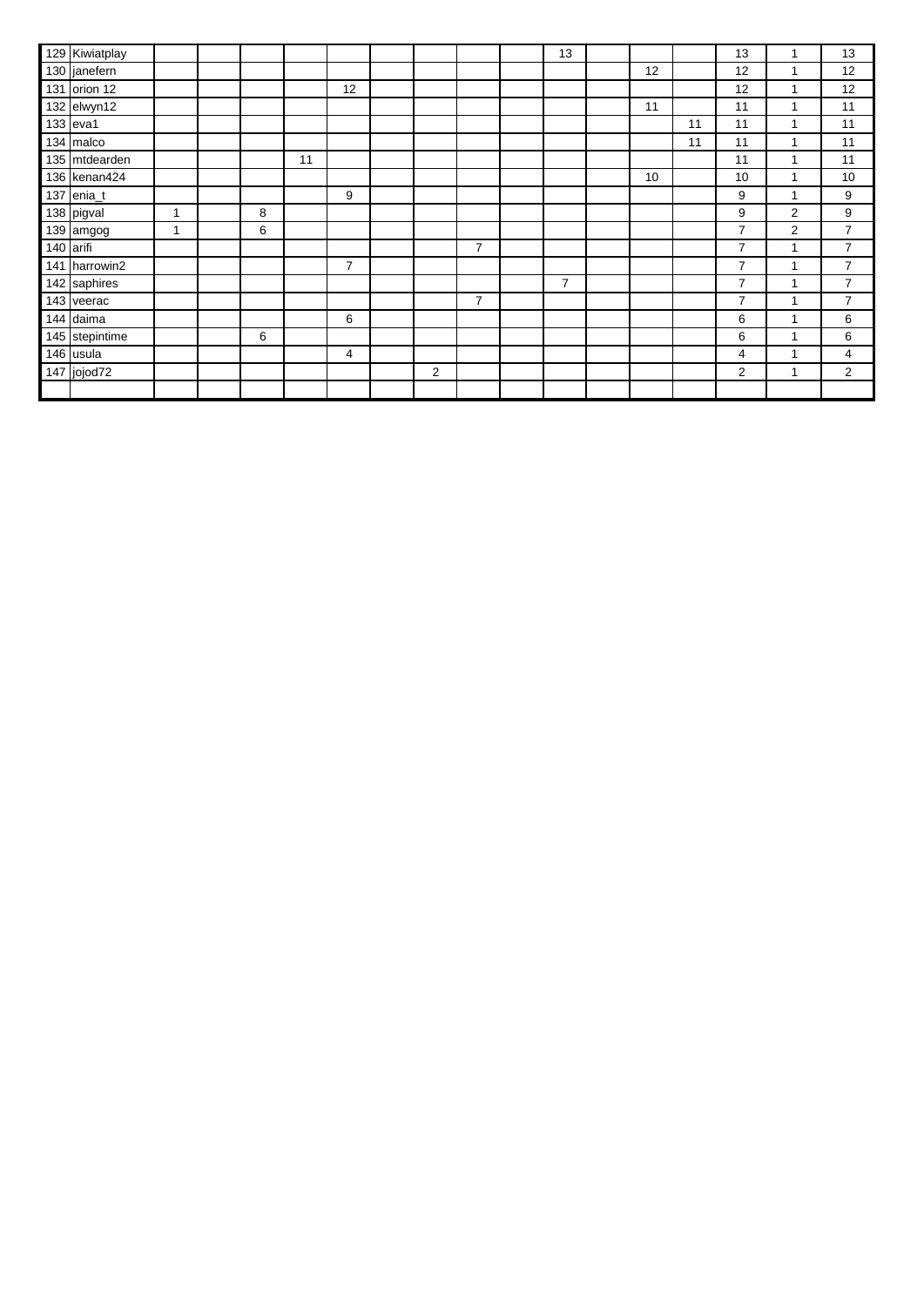| | | | | | | | | | | | | | | | | | |
|---|---|---|---|---|---|---|---|---|---|---|---|---|---|---|---|---|---|
| 129 | Kiwiatplay | | | | | | | | | | 13 | | | | 13 | 1 | 13 |
| 130 | janefern | | | | | | | | | | | | 12 | | 12 | 1 | 12 |
| 131 | orion 12 | | | | | 12 | | | | | | | | | 12 | 1 | 12 |
| 132 | elwyn12 | | | | | | | | | | | | 11 | | 11 | 1 | 11 |
| 133 | eva1 | | | | | | | | | | | | | 11 | 11 | 1 | 11 |
| 134 | malco | | | | | | | | | | | | | 11 | 11 | 1 | 11 |
| 135 | mtdearden | | | | 11 | | | | | | | | | | 11 | 1 | 11 |
| 136 | kenan424 | | | | | | | | | | | | 10 | | 10 | 1 | 10 |
| 137 | enia_t | | | | | 9 | | | | | | | | | 9 | 1 | 9 |
| 138 | pigval | 1 | | 8 | | | | | | | | | | | 9 | 2 | 9 |
| 139 | amgog | 1 | | 6 | | | | | | | | | | | 7 | 2 | 7 |
| 140 | arifi | | | | | | | | 7 | | | | | | 7 | 1 | 7 |
| 141 | harrowin2 | | | | | 7 | | | | | | | | | 7 | 1 | 7 |
| 142 | saphires | | | | | | | | | | 7 | | | | 7 | 1 | 7 |
| 143 | veerac | | | | | | | | 7 | | | | | | 7 | 1 | 7 |
| 144 | daima | | | | | 6 | | | | | | | | | 6 | 1 | 6 |
| 145 | stepintime | | | 6 | | | | | | | | | | | 6 | 1 | 6 |
| 146 | usula | | | | | 4 | | | | | | | | | 4 | 1 | 4 |
| 147 | jojod72 | | | | | | | 2 | | | | | | | 2 | 1 | 2 |
| | | | | | | | | | | | | | | | | | |